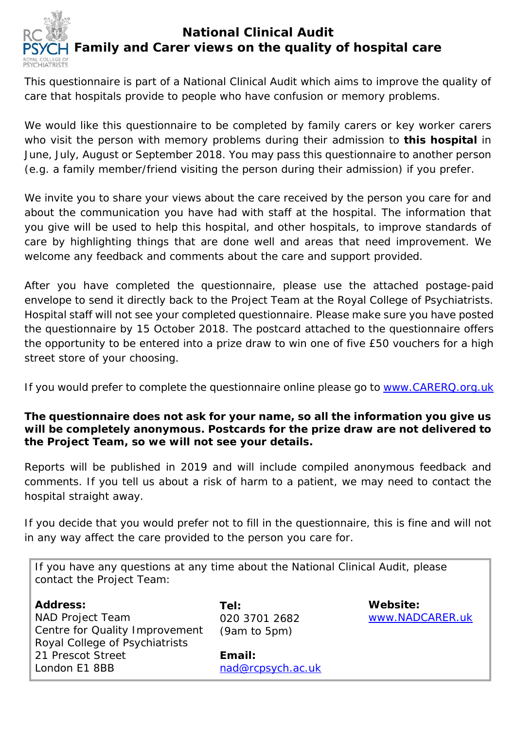# National Clinical Audit
## Family and Carer views on the quality of hospital care

This questionnaire is part of a National Clinical Audit which aims to improve the quality of care that hospitals provide to people who have confusion or memory problems.

We would like this questionnaire to be completed by family carers or key worker carers who visit the person with memory problems during their admission to **this hospital** in June, July, August or September 2018. You may pass this questionnaire to another person (e.g. a family member/friend visiting the person during their admission) if you prefer.

We invite you to share your views about the care received by the person you care for and about the communication you have had with staff at the hospital. The information that you give will be used to help this hospital, and other hospitals, to improve standards of care by highlighting things that are done well and areas that need improvement. We welcome any feedback and comments about the care and support provided.

After you have completed the questionnaire, please use the attached postage-paid envelope to send it directly back to the Project Team at the Royal College of Psychiatrists. Hospital staff will not see your completed questionnaire. Please make sure you have posted the questionnaire by 15 October 2018. The postcard attached to the questionnaire offers the opportunity to be entered into a prize draw to win one of five £50 vouchers for a high street store of your choosing.

If you would prefer to complete the questionnaire online please go to [www.CARERQ.org.uk](www.CARERQ.org.uk)

**The questionnaire does not ask for your name, so all the information you give us will be completely anonymous. Postcards for the prize draw are not delivered to the Project Team, so we will not see your details.**

Reports will be published in 2019 and will include compiled anonymous feedback and comments. If you tell us about a risk of harm to a patient, we may need to contact the hospital straight away.

If you decide that you would prefer not to fill in the questionnaire, this is fine and will not in any way affect the care provided to the person you care for.

If you have any questions at any time about the National Clinical Audit, please contact the Project Team:

**Address:**
NAD Project Team
Centre for Quality Improvement
Royal College of Psychiatrists
21 Prescot Street
London E1 8BB

**Tel:**
020 3701 2682
(9am to 5pm)

**Email:**
[nad@rcpsych.ac.uk](mailto:nad@rcpsych.ac.uk)

**Website:**
[www.NADCARER.uk](www.NADCARER.uk)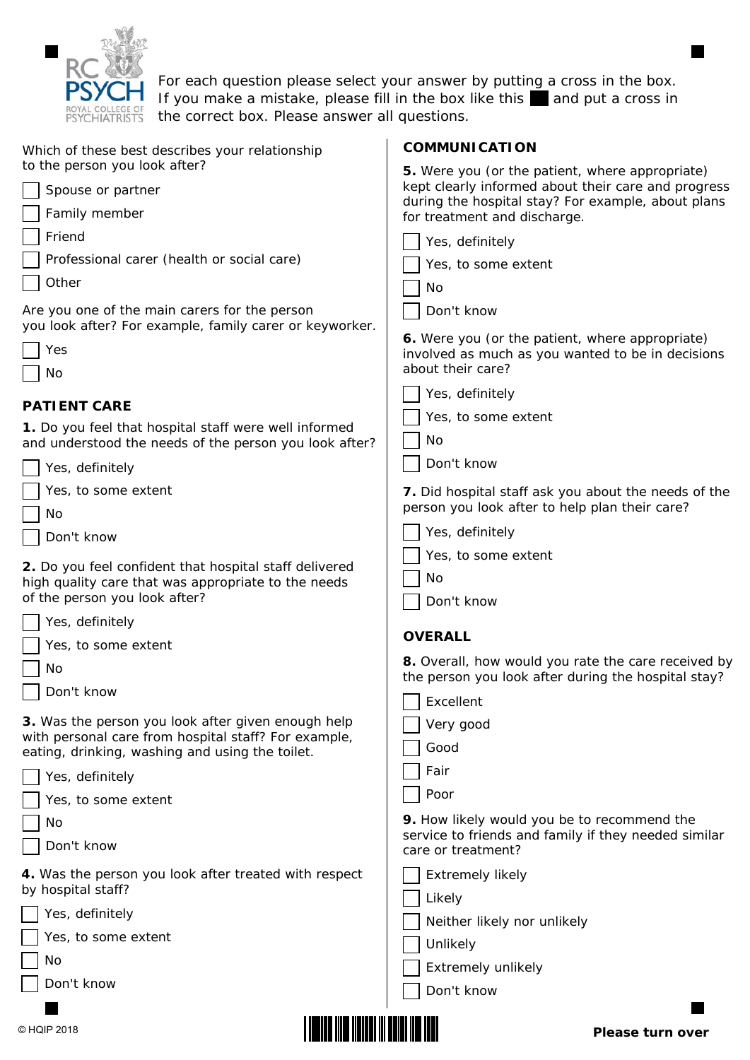For each question please select your answer by putting a cross in the box. If you make a mistake, please fill in the box like this ■ and put a cross in the correct box. Please answer all questions.

Which of these best describes your relationship to the person you look after?

- ☐ Spouse or partner
- ☐ Family member
- ☐ Friend
- ☐ Professional carer (health or social care)
- ☐ Other

Are you one of the main carers for the person you look after? For example, family carer or keyworker.

- ☐ Yes
- ☐ No

## PATIENT CARE

**1.** Do you feel that hospital staff were well informed and understood the needs of the person you look after?

- ☐ Yes, definitely
- ☐ Yes, to some extent
- ☐ No
- ☐ Don't know

**2.** Do you feel confident that hospital staff delivered high quality care that was appropriate to the needs of the person you look after?

- ☐ Yes, definitely
- ☐ Yes, to some extent
- ☐ No
- ☐ Don't know

**3.** Was the person you look after given enough help with personal care from hospital staff? For example, eating, drinking, washing and using the toilet.

- ☐ Yes, definitely
- ☐ Yes, to some extent
- ☐ No
- ☐ Don't know

**4.** Was the person you look after treated with respect by hospital staff?

- ☐ Yes, definitely
- ☐ Yes, to some extent
- ☐ No
- ☐ Don't know

## COMMUNICATION

**5.** Were you (or the patient, where appropriate) kept clearly informed about their care and progress during the hospital stay? For example, about plans for treatment and discharge.

- ☐ Yes, definitely
- ☐ Yes, to some extent
- ☐ No
- ☐ Don't know

**6.** Were you (or the patient, where appropriate) involved as much as you wanted to be in decisions about their care?

- ☐ Yes, definitely
- ☐ Yes, to some extent
- ☐ No
- ☐ Don't know

**7.** Did hospital staff ask you about the needs of the person you look after to help plan their care?

- ☐ Yes, definitely
- ☐ Yes, to some extent
- ☐ No
- ☐ Don't know

## OVERALL

**8.** Overall, how would you rate the care received by the person you look after during the hospital stay?

- ☐ Excellent
- ☐ Very good
- ☐ Good
- ☐ Fair
- ☐ Poor

**9.** How likely would you be to recommend the service to friends and family if they needed similar care or treatment?

- ☐ Extremely likely
- ☐ Likely
- ☐ Neither likely nor unlikely
- ☐ Unlikely
- ☐ Extremely unlikely
- ☐ Don't know

© HQIP 2018

**Please turn over**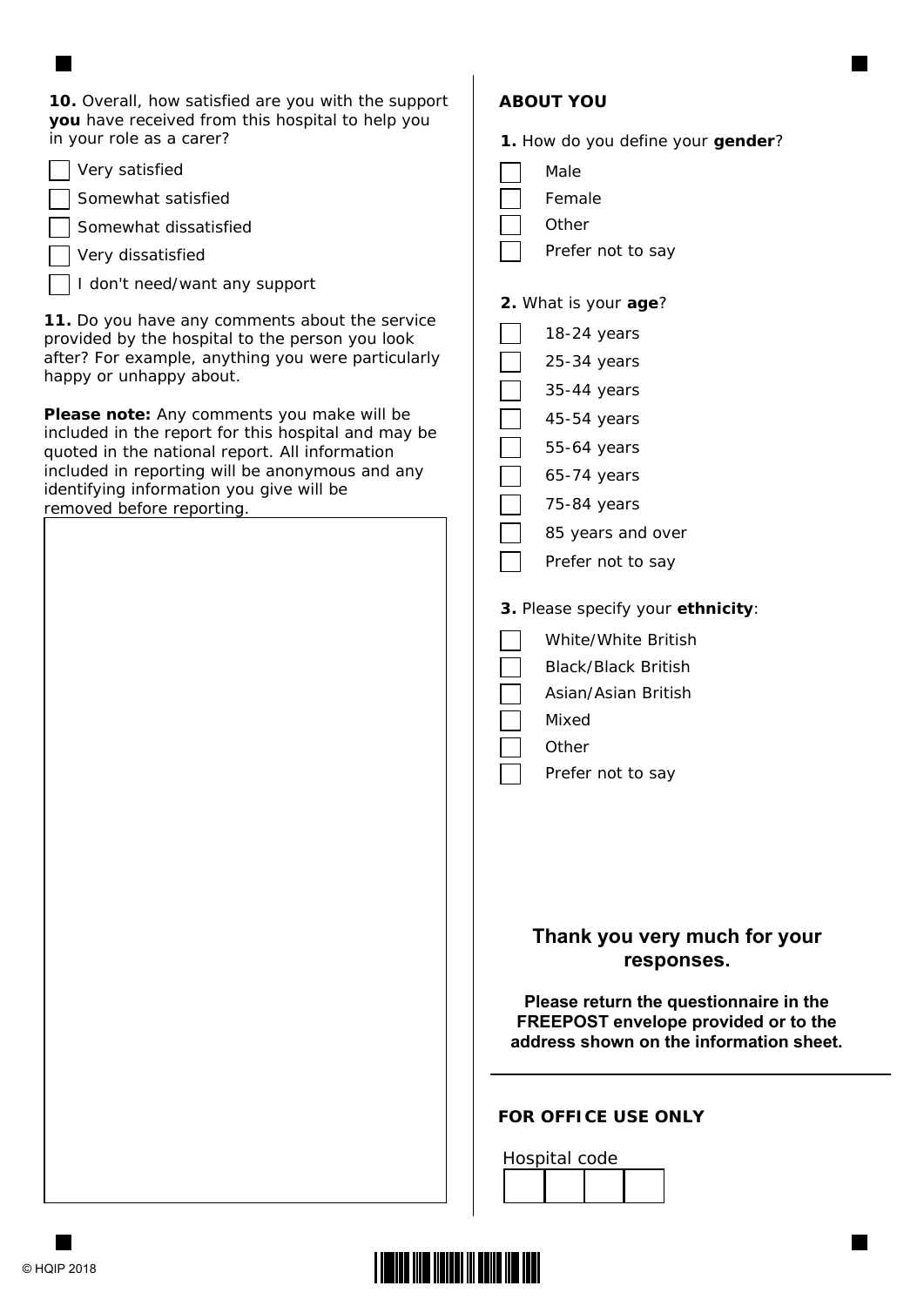**10.** Overall, how satisfied are you with the support **you** have received from this hospital to help you in your role as a carer?

- ☐ Very satisfied
- ☐ Somewhat satisfied
- ☐ Somewhat dissatisfied
- ☐ Very dissatisfied
- ☐ I don't need/want any support

**11.** Do you have any comments about the service provided by the hospital to the person you look after? For example, anything you were particularly happy or unhappy about.

**Please note:** Any comments you make will be included in the report for this hospital and may be quoted in the national report. All information included in reporting will be anonymous and any identifying information you give will be removed before reporting.

## ABOUT YOU

**1.** How do you define your **gender**?

- ☐ Male
- ☐ Female
- ☐ Other
- ☐ Prefer not to say

**2.** What is your **age**?

- ☐ 18-24 years
- ☐ 25-34 years
- ☐ 35-44 years
- ☐ 45-54 years
- ☐ 55-64 years
- ☐ 65-74 years
- ☐ 75-84 years
- ☐ 85 years and over
- ☐ Prefer not to say

**3.** Please specify your **ethnicity**:

- ☐ White/White British
- ☐ Black/Black British
- ☐ Asian/Asian British
- ☐ Mixed
- ☐ Other
- ☐ Prefer not to say

**Thank you very much for your responses.**

**Please return the questionnaire in the FREEPOST envelope provided or to the address shown on the information sheet.**

**FOR OFFICE USE ONLY**

Hospital code

© HQIP 2018